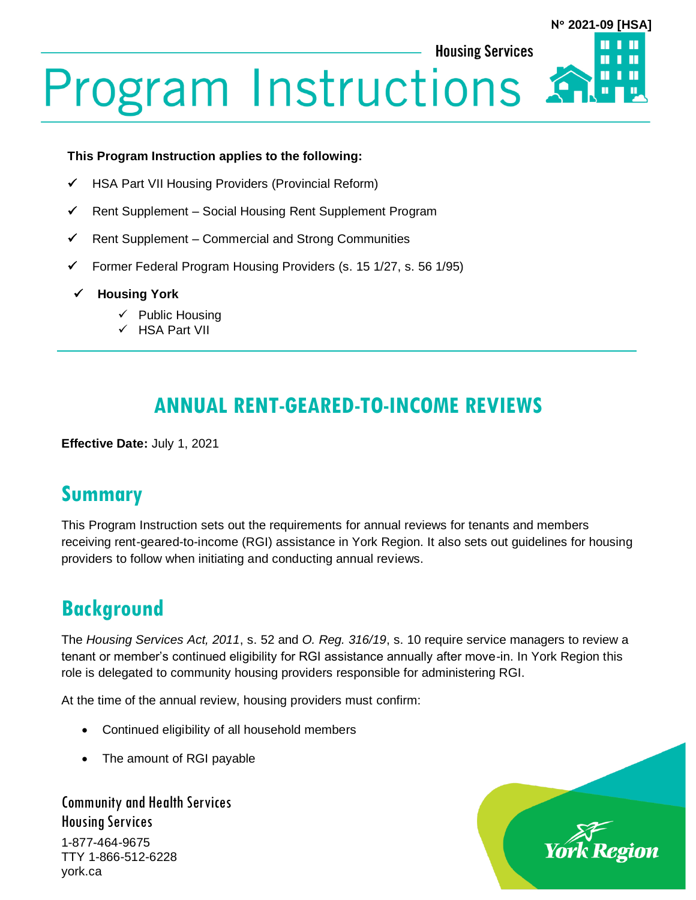N° 2021-09 [HSA]

Housing Services

# Program Instructions

**This Program Instruction applies to the following:**

- ✓ HSA Part VII Housing Providers (Provincial Reform)
- ✓ Rent Supplement – Social Housing Rent Supplement Program
- ✓ Rent Supplement – Commercial and Strong Communities
- ✓ Former Federal Program Housing Providers (s. 15 1/27, s. 56 1/95)
- ✓ **Housing York**
  - ✓ Public Housing
  - ✓ HSA Part VII

## ANNUAL RENT-GEARED-TO-INCOME REVIEWS

**Effective Date:** July 1, 2021

## Summary

This Program Instruction sets out the requirements for annual reviews for tenants and members receiving rent-geared-to-income (RGI) assistance in York Region. It also sets out guidelines for housing providers to follow when initiating and conducting annual reviews.

## Background

The *Housing Services Act, 2011*, s. 52 and *O. Reg. 316/19*, s. 10 require service managers to review a tenant or member's continued eligibility for RGI assistance annually after move-in. In York Region this role is delegated to community housing providers responsible for administering RGI.

At the time of the annual review, housing providers must confirm:

- Continued eligibility of all household members
- The amount of RGI payable

Community and Health Services
Housing Services
1-877-464-9675
TTY 1-866-512-6228
york.ca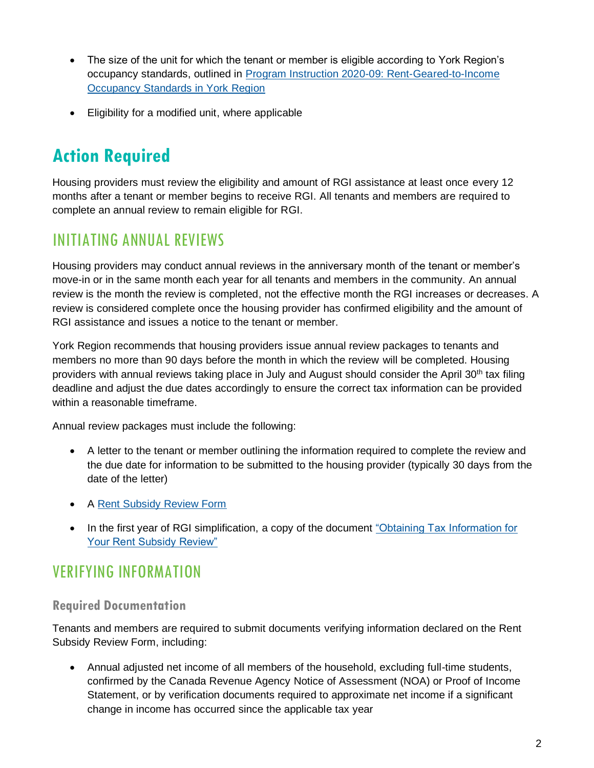- The size of the unit for which the tenant or member is eligible according to York Region's occupancy standards, outlined in [Program Instruction 2020-09: Rent-Geared-to-Income Occupancy Standards in York Region]()
- Eligibility for a modified unit, where applicable

# Action Required

Housing providers must review the eligibility and amount of RGI assistance at least once every 12 months after a tenant or member begins to receive RGI. All tenants and members are required to complete an annual review to remain eligible for RGI.

## INITIATING ANNUAL REVIEWS

Housing providers may conduct annual reviews in the anniversary month of the tenant or member's move-in or in the same month each year for all tenants and members in the community. An annual review is the month the review is completed, not the effective month the RGI increases or decreases. A review is considered complete once the housing provider has confirmed eligibility and the amount of RGI assistance and issues a notice to the tenant or member.

York Region recommends that housing providers issue annual review packages to tenants and members no more than 90 days before the month in which the review will be completed. Housing providers with annual reviews taking place in July and August should consider the April 30th tax filing deadline and adjust the due dates accordingly to ensure the correct tax information can be provided within a reasonable timeframe.

Annual review packages must include the following:

- A letter to the tenant or member outlining the information required to complete the review and the due date for information to be submitted to the housing provider (typically 30 days from the date of the letter)
- A [Rent Subsidy Review Form]()
- In the first year of RGI simplification, a copy of the document ["Obtaining Tax Information for Your Rent Subsidy Review"]()

## VERIFYING INFORMATION

### Required Documentation

Tenants and members are required to submit documents verifying information declared on the Rent Subsidy Review Form, including:

- Annual adjusted net income of all members of the household, excluding full-time students, confirmed by the Canada Revenue Agency Notice of Assessment (NOA) or Proof of Income Statement, or by verification documents required to approximate net income if a significant change in income has occurred since the applicable tax year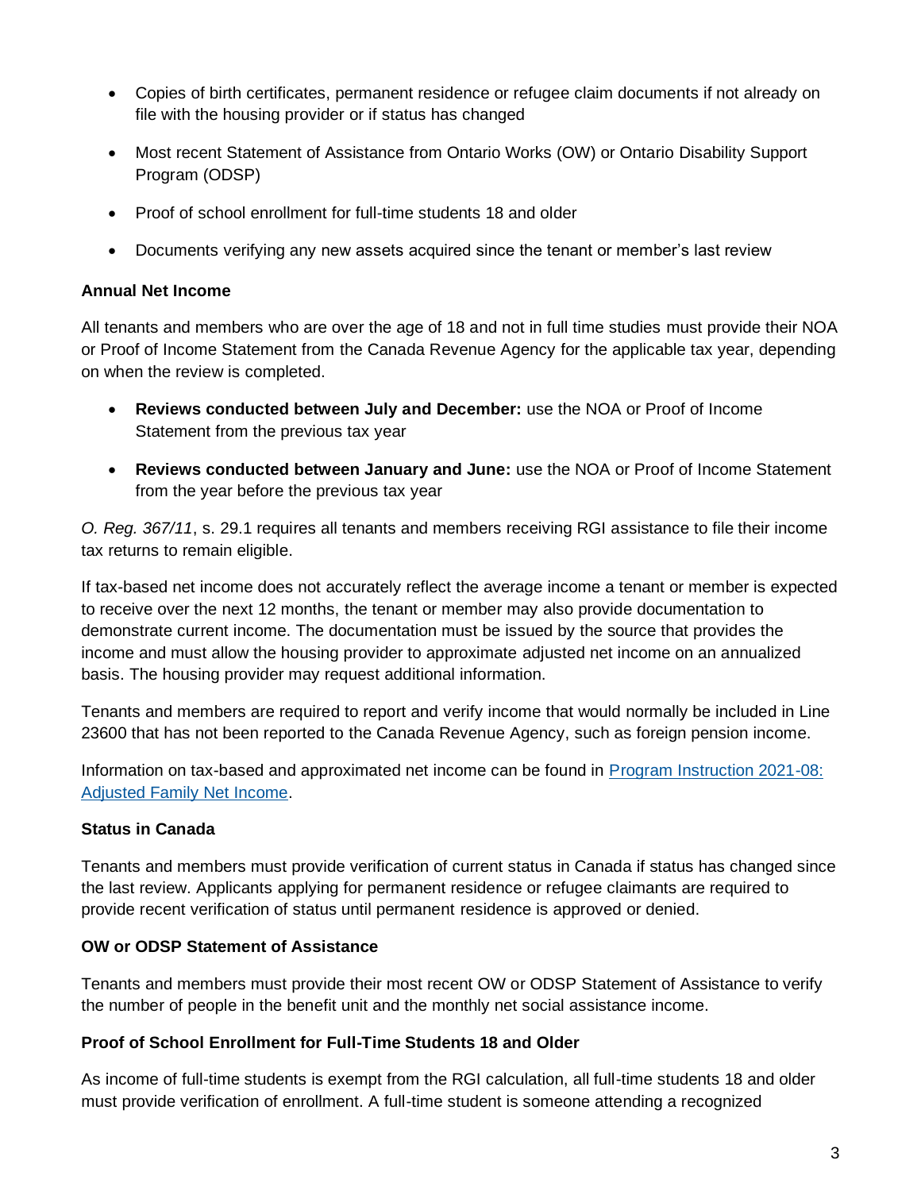- Copies of birth certificates, permanent residence or refugee claim documents if not already on file with the housing provider or if status has changed
- Most recent Statement of Assistance from Ontario Works (OW) or Ontario Disability Support Program (ODSP)
- Proof of school enrollment for full-time students 18 and older
- Documents verifying any new assets acquired since the tenant or member's last review

**Annual Net Income**

All tenants and members who are over the age of 18 and not in full time studies must provide their NOA or Proof of Income Statement from the Canada Revenue Agency for the applicable tax year, depending on when the review is completed.

- **Reviews conducted between July and December:** use the NOA or Proof of Income Statement from the previous tax year
- **Reviews conducted between January and June:** use the NOA or Proof of Income Statement from the year before the previous tax year

*O. Reg. 367/11*, s. 29.1 requires all tenants and members receiving RGI assistance to file their income tax returns to remain eligible.

If tax-based net income does not accurately reflect the average income a tenant or member is expected to receive over the next 12 months, the tenant or member may also provide documentation to demonstrate current income. The documentation must be issued by the source that provides the income and must allow the housing provider to approximate adjusted net income on an annualized basis. The housing provider may request additional information.

Tenants and members are required to report and verify income that would normally be included in Line 23600 that has not been reported to the Canada Revenue Agency, such as foreign pension income.

Information on tax-based and approximated net income can be found in [Program Instruction 2021-08: Adjusted Family Net Income](#).

**Status in Canada**

Tenants and members must provide verification of current status in Canada if status has changed since the last review. Applicants applying for permanent residence or refugee claimants are required to provide recent verification of status until permanent residence is approved or denied.

**OW or ODSP Statement of Assistance**

Tenants and members must provide their most recent OW or ODSP Statement of Assistance to verify the number of people in the benefit unit and the monthly net social assistance income.

**Proof of School Enrollment for Full-Time Students 18 and Older**

As income of full-time students is exempt from the RGI calculation, all full-time students 18 and older must provide verification of enrollment. A full-time student is someone attending a recognized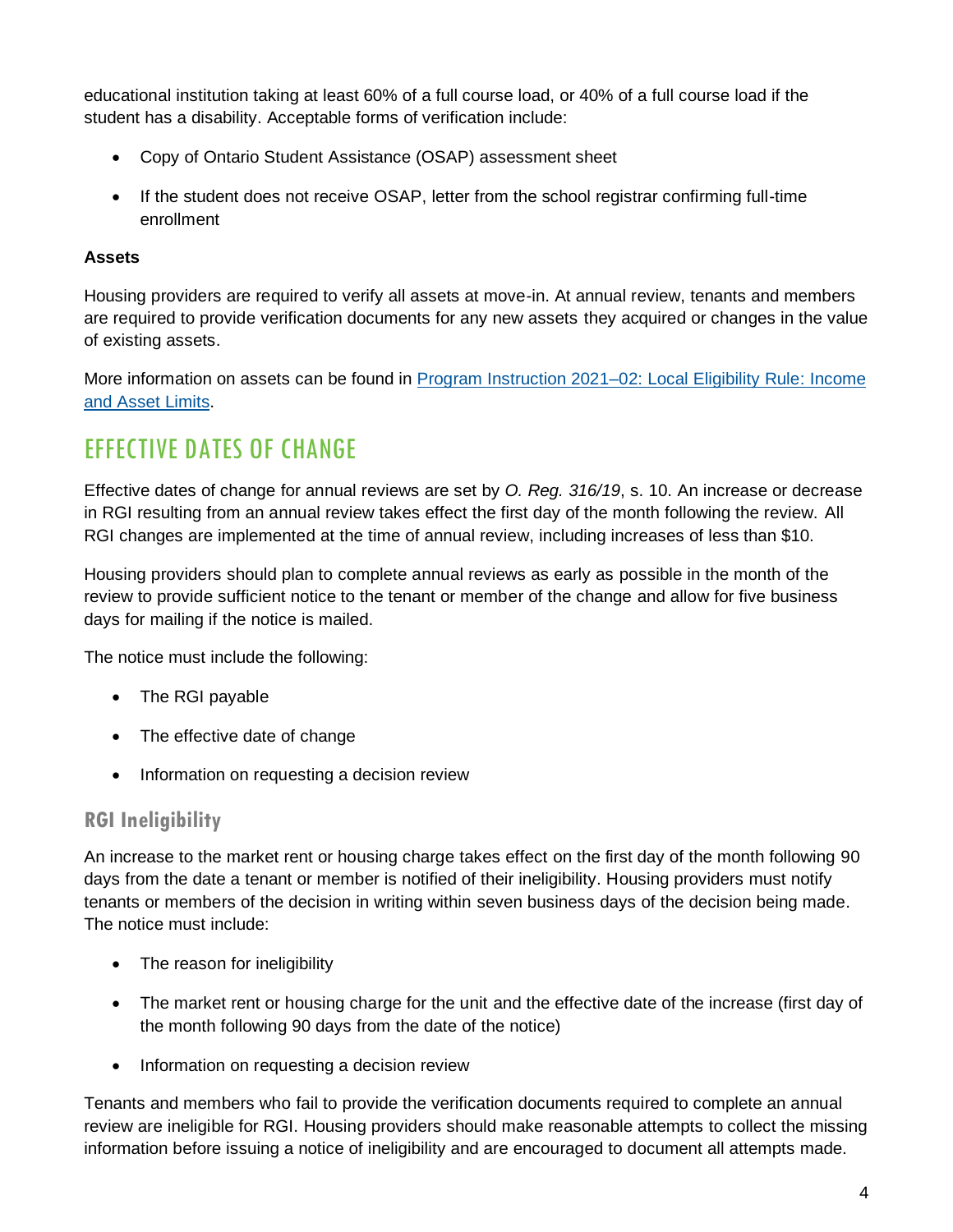educational institution taking at least 60% of a full course load, or 40% of a full course load if the student has a disability. Acceptable forms of verification include:

- Copy of Ontario Student Assistance (OSAP) assessment sheet
- If the student does not receive OSAP, letter from the school registrar confirming full-time enrollment

**Assets**

Housing providers are required to verify all assets at move-in. At annual review, tenants and members are required to provide verification documents for any new assets they acquired or changes in the value of existing assets.

More information on assets can be found in [Program Instruction 2021–02: Local Eligibility Rule: Income and Asset Limits]().

## EFFECTIVE DATES OF CHANGE

Effective dates of change for annual reviews are set by *O. Reg. 316/19*, s. 10. An increase or decrease in RGI resulting from an annual review takes effect the first day of the month following the review. All RGI changes are implemented at the time of annual review, including increases of less than $10.

Housing providers should plan to complete annual reviews as early as possible in the month of the review to provide sufficient notice to the tenant or member of the change and allow for five business days for mailing if the notice is mailed.

The notice must include the following:

- The RGI payable
- The effective date of change
- Information on requesting a decision review

### RGI Ineligibility

An increase to the market rent or housing charge takes effect on the first day of the month following 90 days from the date a tenant or member is notified of their ineligibility. Housing providers must notify tenants or members of the decision in writing within seven business days of the decision being made. The notice must include:

- The reason for ineligibility
- The market rent or housing charge for the unit and the effective date of the increase (first day of the month following 90 days from the date of the notice)
- Information on requesting a decision review

Tenants and members who fail to provide the verification documents required to complete an annual review are ineligible for RGI. Housing providers should make reasonable attempts to collect the missing information before issuing a notice of ineligibility and are encouraged to document all attempts made.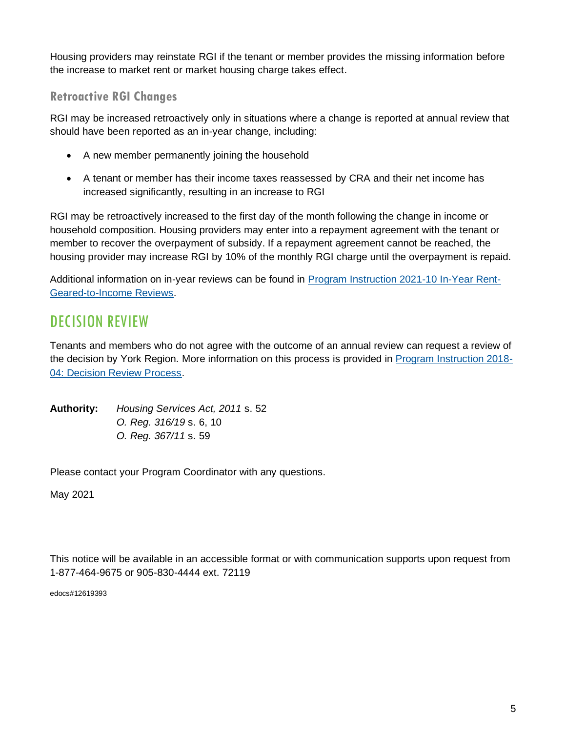Housing providers may reinstate RGI if the tenant or member provides the missing information before the increase to market rent or market housing charge takes effect.

### Retroactive RGI Changes

RGI may be increased retroactively only in situations where a change is reported at annual review that should have been reported as an in-year change, including:

- A new member permanently joining the household
- A tenant or member has their income taxes reassessed by CRA and their net income has increased significantly, resulting in an increase to RGI

RGI may be retroactively increased to the first day of the month following the change in income or household composition. Housing providers may enter into a repayment agreement with the tenant or member to recover the overpayment of subsidy. If a repayment agreement cannot be reached, the housing provider may increase RGI by 10% of the monthly RGI charge until the overpayment is repaid.

Additional information on in-year reviews can be found in Program Instruction 2021-10 In-Year Rent-Geared-to-Income Reviews.

## DECISION REVIEW

Tenants and members who do not agree with the outcome of an annual review can request a review of the decision by York Region. More information on this process is provided in Program Instruction 2018-04: Decision Review Process.

**Authority:** *Housing Services Act, 2011* s. 52
*O. Reg. 316/19* s. 6, 10
*O. Reg. 367/11* s. 59

Please contact your Program Coordinator with any questions.

May 2021

This notice will be available in an accessible format or with communication supports upon request from 1-877-464-9675 or 905-830-4444 ext. 72119

edocs#12619393